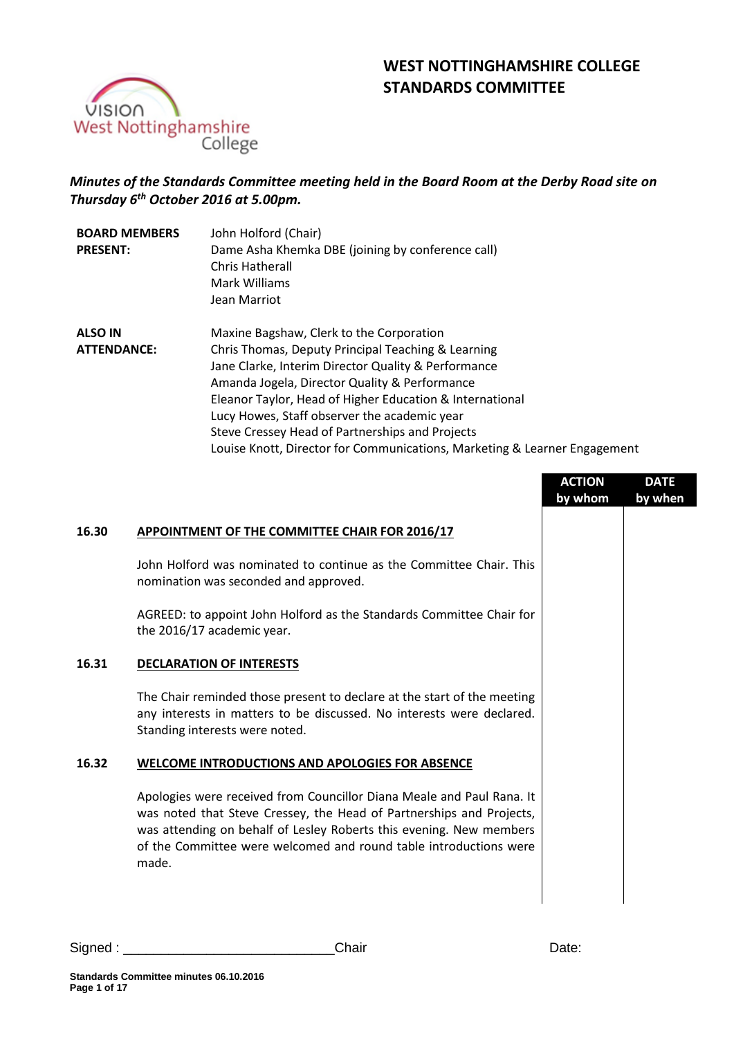# WEST NOTTINGHAMSHIRE COLLEGE
# STANDARDS COMMITTEE

***Minutes of the Standards Committee meeting held in the Board Room at the Derby Road site on Thursday 6th October 2016 at 5.00pm.***

| | |
|---|---|
| **BOARD MEMBERS PRESENT:** | John Holford (Chair)<br>Dame Asha Khemka DBE (joining by conference call)<br>Chris Hatherall<br>Mark Williams<br>Jean Marriot |
| **ALSO IN ATTENDANCE:** | Maxine Bagshaw, Clerk to the Corporation<br>Chris Thomas, Deputy Principal Teaching & Learning<br>Jane Clarke, Interim Director Quality & Performance<br>Amanda Jogela, Director Quality & Performance<br>Eleanor Taylor, Head of Higher Education & International<br>Lucy Howes, Staff observer the academic year<br>Steve Cressey Head of Partnerships and Projects<br>Louise Knott, Director for Communications, Marketing & Learner Engagement |

| | | ACTION by whom | DATE by when |
|---|---|---|---|
| **16.30** | **<u>APPOINTMENT OF THE COMMITTEE CHAIR FOR 2016/17</u>** | | |
| | John Holford was nominated to continue as the Committee Chair. This nomination was seconded and approved. | | |
| | AGREED: to appoint John Holford as the Standards Committee Chair for the 2016/17 academic year. | | |
| **16.31** | **<u>DECLARATION OF INTERESTS</u>** | | |
| | The Chair reminded those present to declare at the start of the meeting any interests in matters to be discussed. No interests were declared. Standing interests were noted. | | |
| **16.32** | **<u>WELCOME INTRODUCTIONS AND APOLOGIES FOR ABSENCE</u>** | | |
| | Apologies were received from Councillor Diana Meale and Paul Rana. It was noted that Steve Cressey, the Head of Partnerships and Projects, was attending on behalf of Lesley Roberts this evening. New members of the Committee were welcomed and round table introductions were made. | | |

Signed : ___________________________ Chair Date: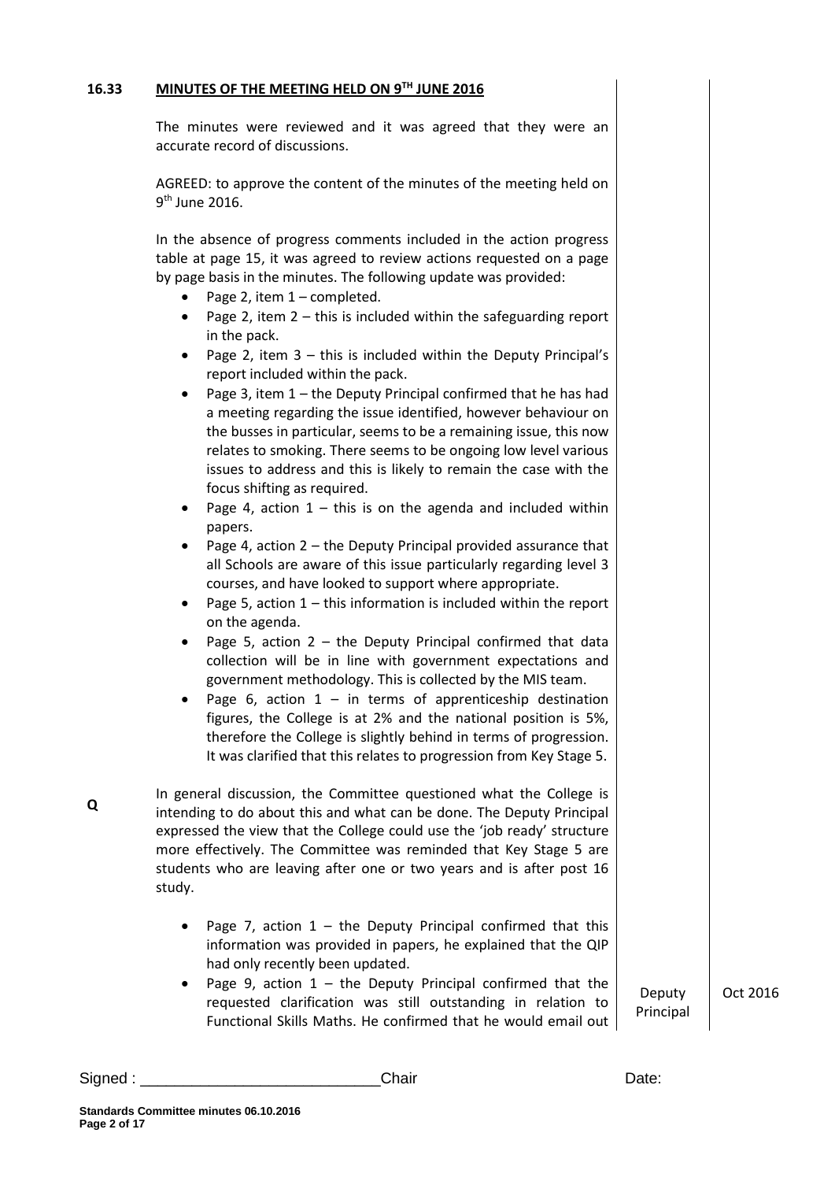## 16.33 MINUTES OF THE MEETING HELD ON 9TH JUNE 2016

The minutes were reviewed and it was agreed that they were an accurate record of discussions.

AGREED: to approve the content of the minutes of the meeting held on 9th June 2016.

In the absence of progress comments included in the action progress table at page 15, it was agreed to review actions requested on a page by page basis in the minutes. The following update was provided:

- Page 2, item 1 – completed.
- Page 2, item 2 – this is included within the safeguarding report in the pack.
- Page 2, item 3 – this is included within the Deputy Principal's report included within the pack.
- Page 3, item 1 – the Deputy Principal confirmed that he has had a meeting regarding the issue identified, however behaviour on the busses in particular, seems to be a remaining issue, this now relates to smoking. There seems to be ongoing low level various issues to address and this is likely to remain the case with the focus shifting as required.
- Page 4, action 1 – this is on the agenda and included within papers.
- Page 4, action 2 – the Deputy Principal provided assurance that all Schools are aware of this issue particularly regarding level 3 courses, and have looked to support where appropriate.
- Page 5, action 1 – this information is included within the report on the agenda.
- Page 5, action 2 – the Deputy Principal confirmed that data collection will be in line with government expectations and government methodology. This is collected by the MIS team.
- Page 6, action 1 – in terms of apprenticeship destination figures, the College is at 2% and the national position is 5%, therefore the College is slightly behind in terms of progression. It was clarified that this relates to progression from Key Stage 5.

**Q** In general discussion, the Committee questioned what the College is intending to do about this and what can be done. The Deputy Principal expressed the view that the College could use the 'job ready' structure more effectively. The Committee was reminded that Key Stage 5 are students who are leaving after one or two years and is after post 16 study.

- Page 7, action 1 – the Deputy Principal confirmed that this information was provided in papers, he explained that the QIP had only recently been updated.
- Page 9, action 1 – the Deputy Principal confirmed that the requested clarification was still outstanding in relation to Functional Skills Maths. He confirmed that he would email out — **Deputy Principal** — **Oct 2016**

Signed : ___________________________Chair Date: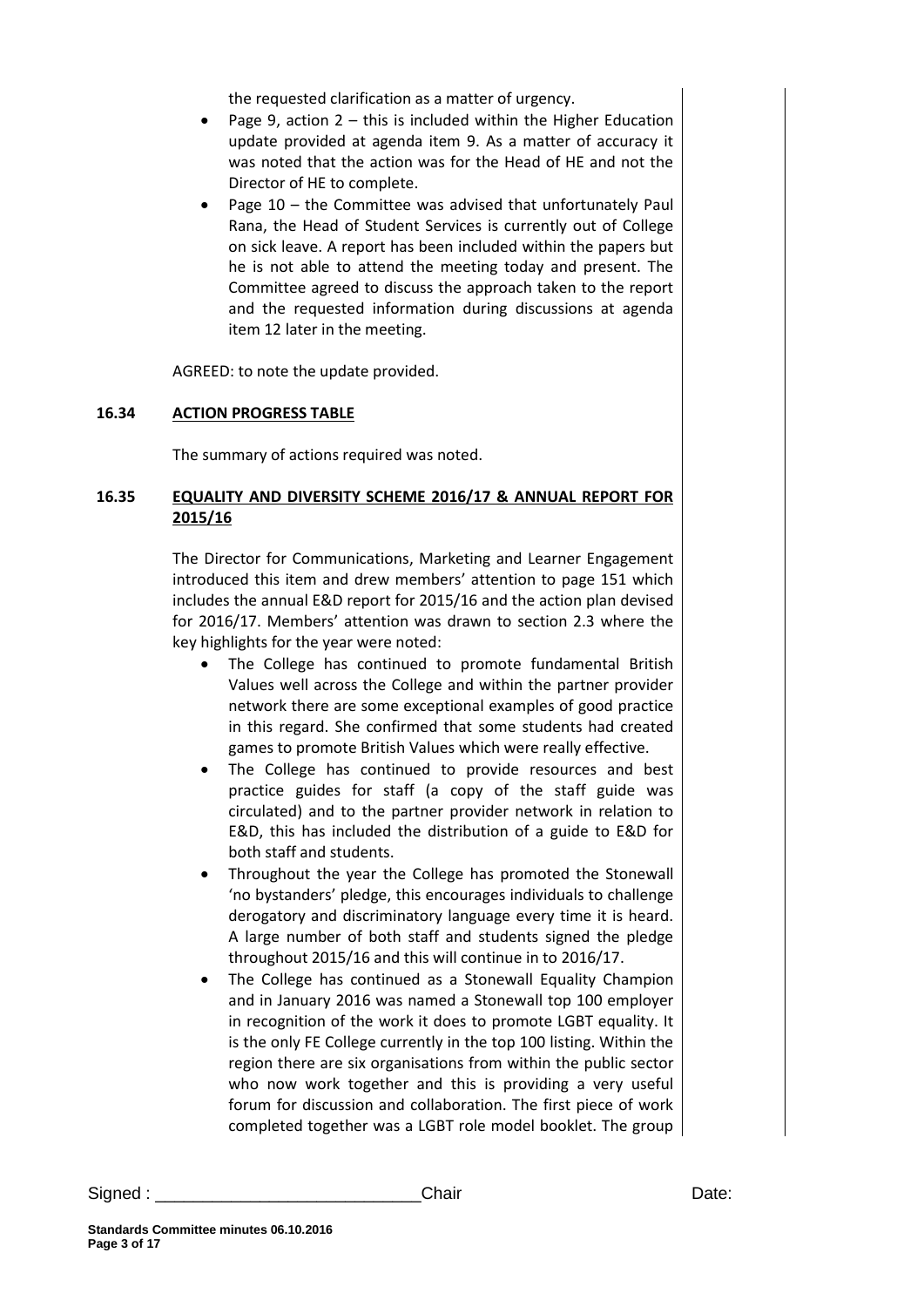the requested clarification as a matter of urgency.

- Page 9, action 2 – this is included within the Higher Education update provided at agenda item 9. As a matter of accuracy it was noted that the action was for the Head of HE and not the Director of HE to complete.
- Page 10 – the Committee was advised that unfortunately Paul Rana, the Head of Student Services is currently out of College on sick leave. A report has been included within the papers but he is not able to attend the meeting today and present. The Committee agreed to discuss the approach taken to the report and the requested information during discussions at agenda item 12 later in the meeting.

AGREED: to note the update provided.

**16.34 ACTION PROGRESS TABLE**

The summary of actions required was noted.

**16.35 EQUALITY AND DIVERSITY SCHEME 2016/17 & ANNUAL REPORT FOR 2015/16**

The Director for Communications, Marketing and Learner Engagement introduced this item and drew members' attention to page 151 which includes the annual E&D report for 2015/16 and the action plan devised for 2016/17. Members' attention was drawn to section 2.3 where the key highlights for the year were noted:

- The College has continued to promote fundamental British Values well across the College and within the partner provider network there are some exceptional examples of good practice in this regard. She confirmed that some students had created games to promote British Values which were really effective.
- The College has continued to provide resources and best practice guides for staff (a copy of the staff guide was circulated) and to the partner provider network in relation to E&D, this has included the distribution of a guide to E&D for both staff and students.
- Throughout the year the College has promoted the Stonewall 'no bystanders' pledge, this encourages individuals to challenge derogatory and discriminatory language every time it is heard. A large number of both staff and students signed the pledge throughout 2015/16 and this will continue in to 2016/17.
- The College has continued as a Stonewall Equality Champion and in January 2016 was named a Stonewall top 100 employer in recognition of the work it does to promote LGBT equality. It is the only FE College currently in the top 100 listing. Within the region there are six organisations from within the public sector who now work together and this is providing a very useful forum for discussion and collaboration. The first piece of work completed together was a LGBT role model booklet. The group

Signed : ___________________________Chair Date: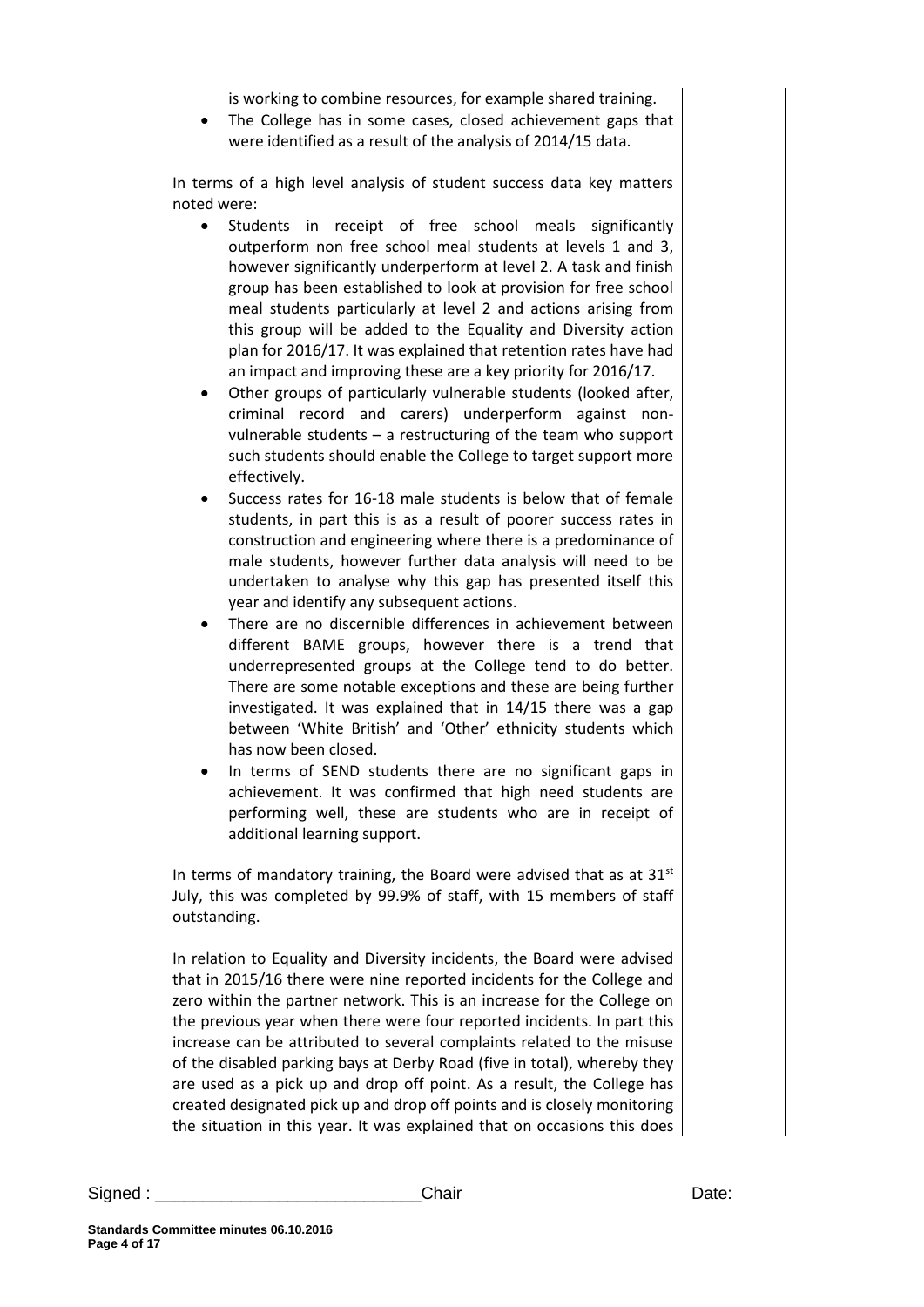is working to combine resources, for example shared training.

- The College has in some cases, closed achievement gaps that were identified as a result of the analysis of 2014/15 data.

In terms of a high level analysis of student success data key matters noted were:

- Students in receipt of free school meals significantly outperform non free school meal students at levels 1 and 3, however significantly underperform at level 2. A task and finish group has been established to look at provision for free school meal students particularly at level 2 and actions arising from this group will be added to the Equality and Diversity action plan for 2016/17. It was explained that retention rates have had an impact and improving these are a key priority for 2016/17.
- Other groups of particularly vulnerable students (looked after, criminal record and carers) underperform against non-vulnerable students – a restructuring of the team who support such students should enable the College to target support more effectively.
- Success rates for 16-18 male students is below that of female students, in part this is as a result of poorer success rates in construction and engineering where there is a predominance of male students, however further data analysis will need to be undertaken to analyse why this gap has presented itself this year and identify any subsequent actions.
- There are no discernible differences in achievement between different BAME groups, however there is a trend that underrepresented groups at the College tend to do better. There are some notable exceptions and these are being further investigated. It was explained that in 14/15 there was a gap between 'White British' and 'Other' ethnicity students which has now been closed.
- In terms of SEND students there are no significant gaps in achievement. It was confirmed that high need students are performing well, these are students who are in receipt of additional learning support.

In terms of mandatory training, the Board were advised that as at 31st July, this was completed by 99.9% of staff, with 15 members of staff outstanding.

In relation to Equality and Diversity incidents, the Board were advised that in 2015/16 there were nine reported incidents for the College and zero within the partner network. This is an increase for the College on the previous year when there were four reported incidents. In part this increase can be attributed to several complaints related to the misuse of the disabled parking bays at Derby Road (five in total), whereby they are used as a pick up and drop off point. As a result, the College has created designated pick up and drop off points and is closely monitoring the situation in this year. It was explained that on occasions this does

Signed : ___________________________Chair Date: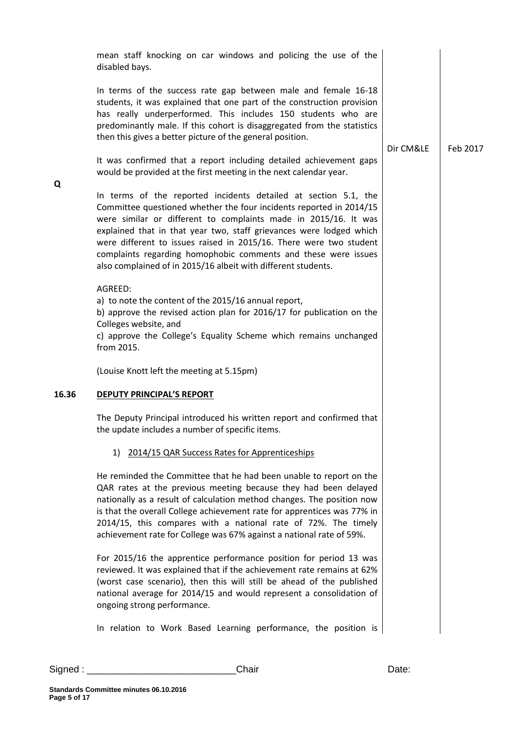mean staff knocking on car windows and policing the use of the disabled bays.

In terms of the success rate gap between male and female 16-18 students, it was explained that one part of the construction provision has really underperformed. This includes 150 students who are predominantly male. If this cohort is disaggregated from the statistics then this gives a better picture of the general position.

It was confirmed that a report including detailed achievement gaps would be provided at the first meeting in the next calendar year. — Dir CM&LE — Feb 2017

**Q** In terms of the reported incidents detailed at section 5.1, the Committee questioned whether the four incidents reported in 2014/15 were similar or different to complaints made in 2015/16. It was explained that in that year two, staff grievances were lodged which were different to issues raised in 2015/16. There were two student complaints regarding homophobic comments and these were issues also complained of in 2015/16 albeit with different students.

AGREED:
a) to note the content of the 2015/16 annual report,
b) approve the revised action plan for 2016/17 for publication on the Colleges website, and
c) approve the College's Equality Scheme which remains unchanged from 2015.

(Louise Knott left the meeting at 5.15pm)

## 16.36 DEPUTY PRINCIPAL'S REPORT

The Deputy Principal introduced his written report and confirmed that the update includes a number of specific items.

1) 2014/15 QAR Success Rates for Apprenticeships

He reminded the Committee that he had been unable to report on the QAR rates at the previous meeting because they had been delayed nationally as a result of calculation method changes. The position now is that the overall College achievement rate for apprentices was 77% in 2014/15, this compares with a national rate of 72%. The timely achievement rate for College was 67% against a national rate of 59%.

For 2015/16 the apprentice performance position for period 13 was reviewed. It was explained that if the achievement rate remains at 62% (worst case scenario), then this will still be ahead of the published national average for 2014/15 and would represent a consolidation of ongoing strong performance.

In relation to Work Based Learning performance, the position is

Signed : ____________________________Chair Date: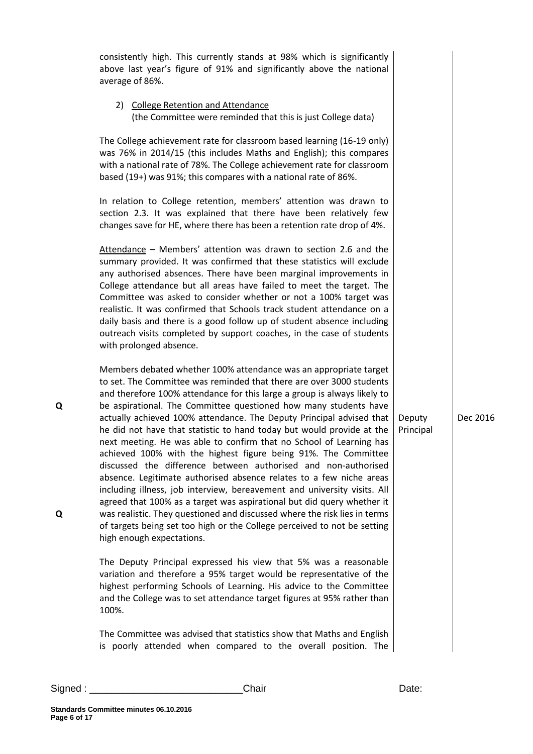consistently high. This currently stands at 98% which is significantly above last year's figure of 91% and significantly above the national average of 86%.

2) College Retention and Attendance
(the Committee were reminded that this is just College data)

The College achievement rate for classroom based learning (16-19 only) was 76% in 2014/15 (this includes Maths and English); this compares with a national rate of 78%. The College achievement rate for classroom based (19+) was 91%; this compares with a national rate of 86%.

In relation to College retention, members' attention was drawn to section 2.3. It was explained that there have been relatively few changes save for HE, where there has been a retention rate drop of 4%.

Attendance – Members' attention was drawn to section 2.6 and the summary provided. It was confirmed that these statistics will exclude any authorised absences. There have been marginal improvements in College attendance but all areas have failed to meet the target. The Committee was asked to consider whether or not a 100% target was realistic. It was confirmed that Schools track student attendance on a daily basis and there is a good follow up of student absence including outreach visits completed by support coaches, in the case of students with prolonged absence.

| | | | |
|---|---|---|---|
| Q | Members debated whether 100% attendance was an appropriate target to set. The Committee was reminded that there are over 3000 students and therefore 100% attendance for this large a group is always likely to be aspirational. The Committee questioned how many students have actually achieved 100% attendance. The Deputy Principal advised that he did not have that statistic to hand today but would provide at the next meeting. He was able to confirm that no School of Learning has achieved 100% with the highest figure being 91%. The Committee discussed the difference between authorised and non-authorised absence. Legitimate authorised absence relates to a few niche areas including illness, job interview, bereavement and university visits. All agreed that 100% as a target was aspirational but did query whether it | Deputy Principal | Dec 2016 |
| Q | was realistic. They questioned and discussed where the risk lies in terms of targets being set too high or the College perceived to not be setting high enough expectations. | | |

The Deputy Principal expressed his view that 5% was a reasonable variation and therefore a 95% target would be representative of the highest performing Schools of Learning. His advice to the Committee and the College was to set attendance target figures at 95% rather than 100%.

The Committee was advised that statistics show that Maths and English is poorly attended when compared to the overall position. The

Signed : ___________________________Chair Date: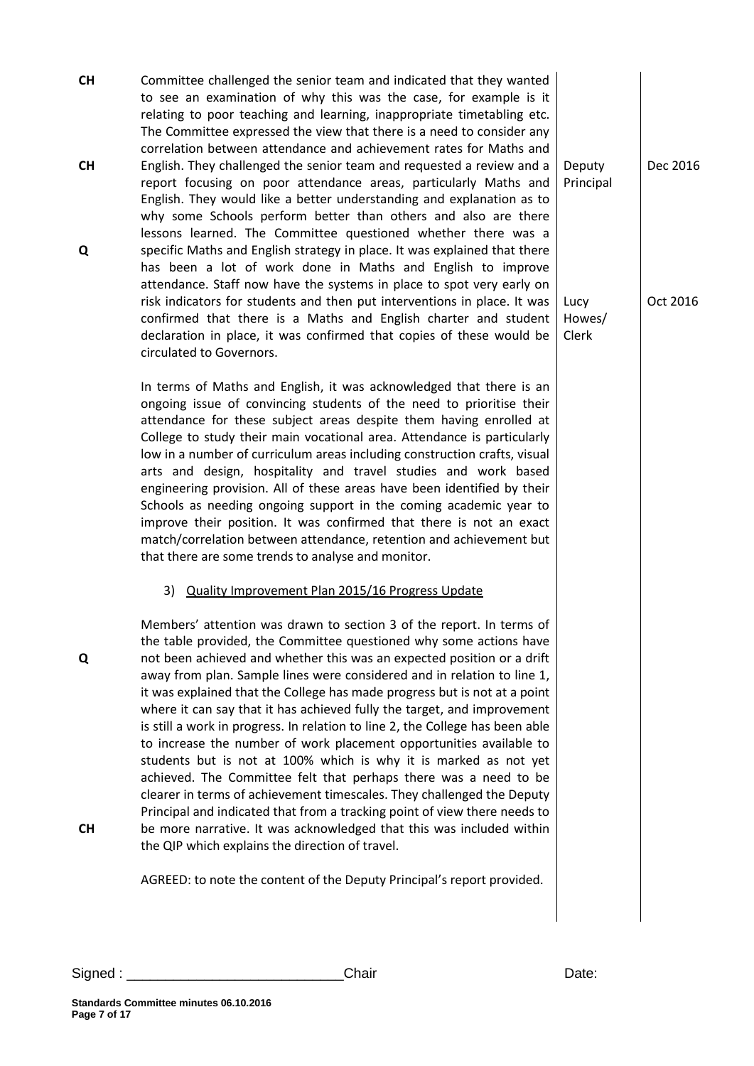| | | | |
|---|---|---|---|
| CH<br><br>CH<br><br>Q | Committee challenged the senior team and indicated that they wanted to see an examination of why this was the case, for example is it relating to poor teaching and learning, inappropriate timetabling etc. The Committee expressed the view that there is a need to consider any correlation between attendance and achievement rates for Maths and English. They challenged the senior team and requested a review and a report focusing on poor attendance areas, particularly Maths and English. They would like a better understanding and explanation as to why some Schools perform better than others and also are there lessons learned. The Committee questioned whether there was a specific Maths and English strategy in place. It was explained that there has been a lot of work done in Maths and English to improve attendance. Staff now have the systems in place to spot very early on risk indicators for students and then put interventions in place. It was confirmed that there is a Maths and English charter and student declaration in place, it was confirmed that copies of these would be circulated to Governors. | Deputy Principal<br><br>Lucy Howes/ Clerk | Dec 2016<br><br>Oct 2016 |
| | In terms of Maths and English, it was acknowledged that there is an ongoing issue of convincing students of the need to prioritise their attendance for these subject areas despite them having enrolled at College to study their main vocational area. Attendance is particularly low in a number of curriculum areas including construction crafts, visual arts and design, hospitality and travel studies and work based engineering provision. All of these areas have been identified by their Schools as needing ongoing support in the coming academic year to improve their position. It was confirmed that there is not an exact match/correlation between attendance, retention and achievement but that there are some trends to analyse and monitor. | | |
| | 3) <u>Quality Improvement Plan 2015/16 Progress Update</u> | | |
| Q<br><br>CH | Members' attention was drawn to section 3 of the report. In terms of the table provided, the Committee questioned why some actions have not been achieved and whether this was an expected position or a drift away from plan. Sample lines were considered and in relation to line 1, it was explained that the College has made progress but is not at a point where it can say that it has achieved fully the target, and improvement is still a work in progress. In relation to line 2, the College has been able to increase the number of work placement opportunities available to students but is not at 100% which is why it is marked as not yet achieved. The Committee felt that perhaps there was a need to be clearer in terms of achievement timescales. They challenged the Deputy Principal and indicated that from a tracking point of view there needs to be more narrative. It was acknowledged that this was included within the QIP which explains the direction of travel. | | |
| | AGREED: to note the content of the Deputy Principal's report provided. | | |

Signed : ____________________________Chair Date: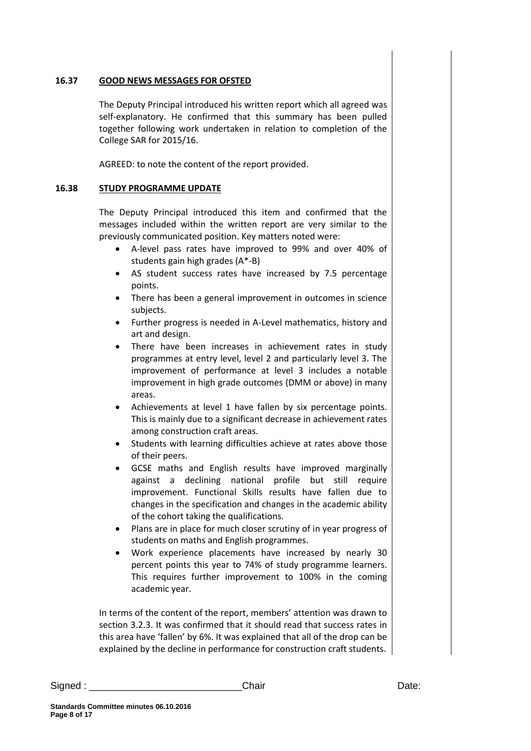**16.37 GOOD NEWS MESSAGES FOR OFSTED**

The Deputy Principal introduced his written report which all agreed was self-explanatory. He confirmed that this summary has been pulled together following work undertaken in relation to completion of the College SAR for 2015/16.

AGREED: to note the content of the report provided.

**16.38 STUDY PROGRAMME UPDATE**

The Deputy Principal introduced this item and confirmed that the messages included within the written report are very similar to the previously communicated position. Key matters noted were:

- A-level pass rates have improved to 99% and over 40% of students gain high grades (A*-B)
- AS student success rates have increased by 7.5 percentage points.
- There has been a general improvement in outcomes in science subjects.
- Further progress is needed in A-Level mathematics, history and art and design.
- There have been increases in achievement rates in study programmes at entry level, level 2 and particularly level 3. The improvement of performance at level 3 includes a notable improvement in high grade outcomes (DMM or above) in many areas.
- Achievements at level 1 have fallen by six percentage points. This is mainly due to a significant decrease in achievement rates among construction craft areas.
- Students with learning difficulties achieve at rates above those of their peers.
- GCSE maths and English results have improved marginally against a declining national profile but still require improvement. Functional Skills results have fallen due to changes in the specification and changes in the academic ability of the cohort taking the qualifications.
- Plans are in place for much closer scrutiny of in year progress of students on maths and English programmes.
- Work experience placements have increased by nearly 30 percent points this year to 74% of study programme learners. This requires further improvement to 100% in the coming academic year.

In terms of the content of the report, members' attention was drawn to section 3.2.3. It was confirmed that it should read that success rates in this area have 'fallen' by 6%. It was explained that all of the drop can be explained by the decline in performance for construction craft students.

Signed : ___________________________Chair Date: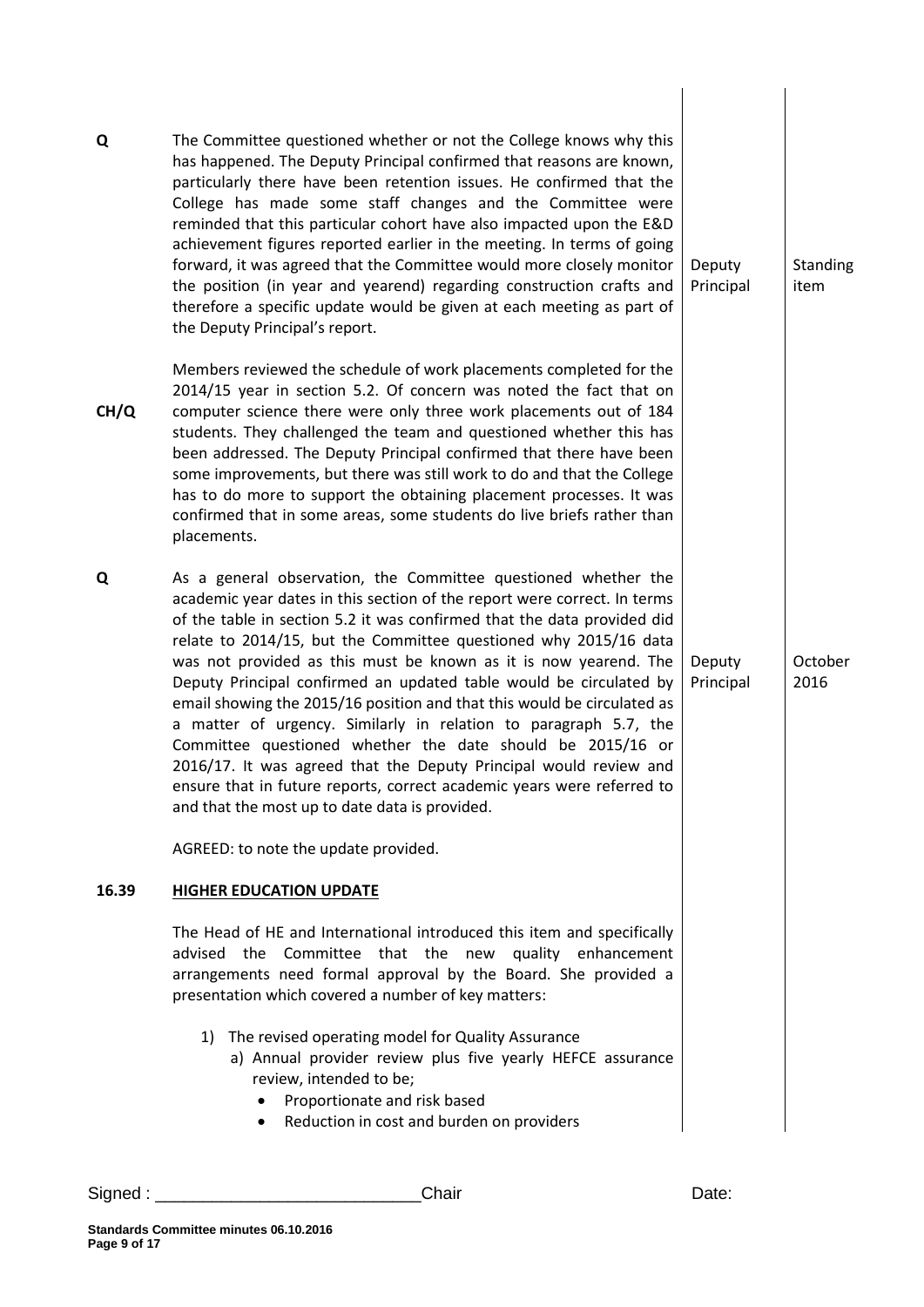| | | | |
|---|---|---|---|
| **Q** | The Committee questioned whether or not the College knows why this has happened. The Deputy Principal confirmed that reasons are known, particularly there have been retention issues. He confirmed that the College has made some staff changes and the Committee were reminded that this particular cohort have also impacted upon the E&D achievement figures reported earlier in the meeting. In terms of going forward, it was agreed that the Committee would more closely monitor the position (in year and yearend) regarding construction crafts and therefore a specific update would be given at each meeting as part of the Deputy Principal's report. | Deputy Principal | Standing item |
| **CH/Q** | Members reviewed the schedule of work placements completed for the 2014/15 year in section 5.2. Of concern was noted the fact that on computer science there were only three work placements out of 184 students. They challenged the team and questioned whether this has been addressed. The Deputy Principal confirmed that there have been some improvements, but there was still work to do and that the College has to do more to support the obtaining placement processes. It was confirmed that in some areas, some students do live briefs rather than placements. | | |
| **Q** | As a general observation, the Committee questioned whether the academic year dates in this section of the report were correct. In terms of the table in section 5.2 it was confirmed that the data provided did relate to 2014/15, but the Committee questioned why 2015/16 data was not provided as this must be known as it is now yearend. The Deputy Principal confirmed an updated table would be circulated by email showing the 2015/16 position and that this would be circulated as a matter of urgency. Similarly in relation to paragraph 5.7, the Committee questioned whether the date should be 2015/16 or 2016/17. It was agreed that the Deputy Principal would review and ensure that in future reports, correct academic years were referred to and that the most up to date data is provided. | Deputy Principal | October 2016 |
| | AGREED: to note the update provided. | | |
| **16.39** | **HIGHER EDUCATION UPDATE** | | |
| | The Head of HE and International introduced this item and specifically advised the Committee that the new quality enhancement arrangements need formal approval by the Board. She provided a presentation which covered a number of key matters:<br><br>1) The revised operating model for Quality Assurance<br>a) Annual provider review plus five yearly HEFCE assurance review, intended to be;<br>• Proportionate and risk based<br>• Reduction in cost and burden on providers | | |

Signed : ___________________________Chair Date: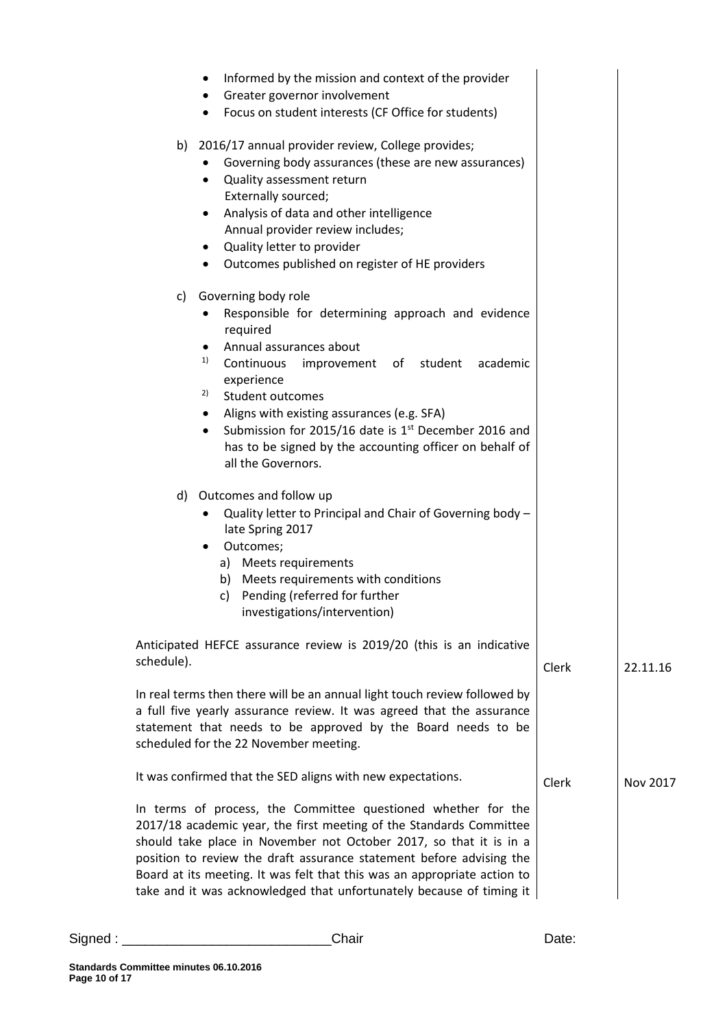| | | |
|---|---|---|
| - Informed by the mission and context of the provider<br>- Greater governor involvement<br>- Focus on student interests (CF Office for students)<br><br>b) 2016/17 annual provider review, College provides;<br>- Governing body assurances (these are new assurances)<br>- Quality assessment return<br>Externally sourced;<br>- Analysis of data and other intelligence<br>Annual provider review includes;<br>- Quality letter to provider<br>- Outcomes published on register of HE providers<br><br>c) Governing body role<br>- Responsible for determining approach and evidence required<br>- Annual assurances about<br>1) Continuous improvement of student academic experience<br>2) Student outcomes<br>- Aligns with existing assurances (e.g. SFA)<br>- Submission for 2015/16 date is 1st December 2016 and has to be signed by the accounting officer on behalf of all the Governors.<br><br>d) Outcomes and follow up<br>- Quality letter to Principal and Chair of Governing body – late Spring 2017<br>- Outcomes;<br>a) Meets requirements<br>b) Meets requirements with conditions<br>c) Pending (referred for further investigations/intervention) | | |
| Anticipated HEFCE assurance review is 2019/20 (this is an indicative schedule).<br><br>In real terms then there will be an annual light touch review followed by a full five yearly assurance review. It was agreed that the assurance statement that needs to be approved by the Board needs to be scheduled for the 22 November meeting. | Clerk | 22.11.16 |
| It was confirmed that the SED aligns with new expectations.<br><br>In terms of process, the Committee questioned whether for the 2017/18 academic year, the first meeting of the Standards Committee should take place in November not October 2017, so that it is in a position to review the draft assurance statement before advising the Board at its meeting. It was felt that this was an appropriate action to take and it was acknowledged that unfortunately because of timing it | Clerk | Nov 2017 |

Signed : ___________________________Chair Date: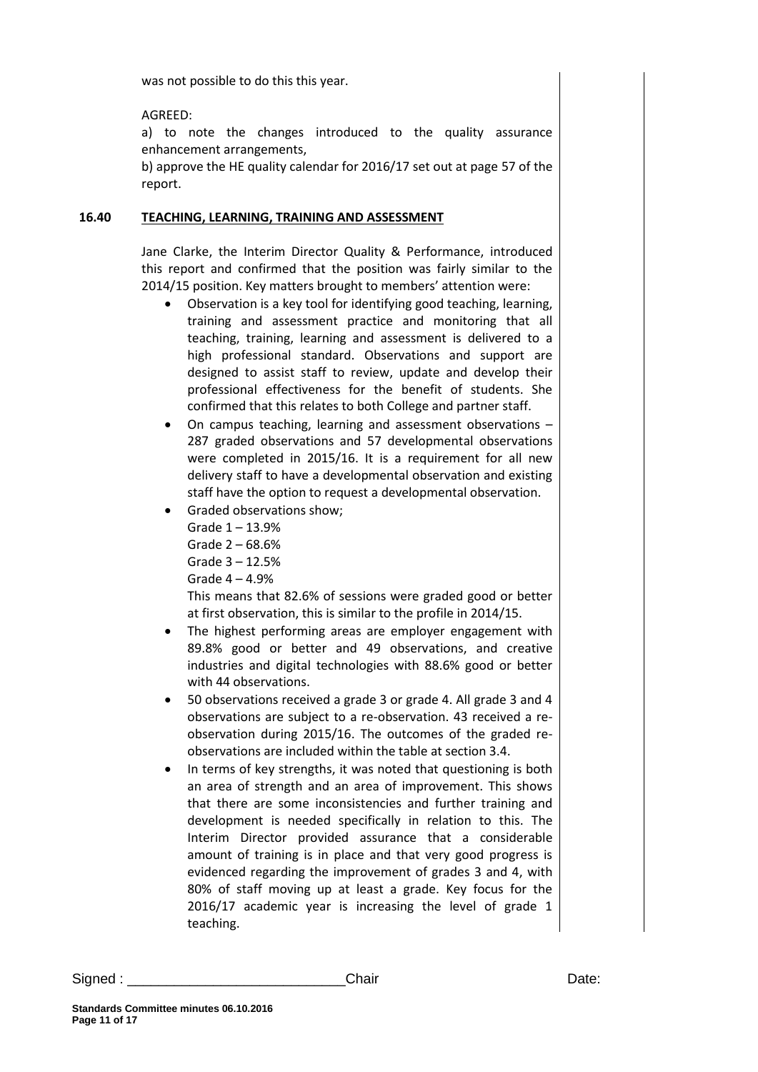was not possible to do this this year.

AGREED:

a) to note the changes introduced to the quality assurance enhancement arrangements,

b) approve the HE quality calendar for 2016/17 set out at page 57 of the report.

## 16.40 TEACHING, LEARNING, TRAINING AND ASSESSMENT

Jane Clarke, the Interim Director Quality & Performance, introduced this report and confirmed that the position was fairly similar to the 2014/15 position. Key matters brought to members' attention were:

- Observation is a key tool for identifying good teaching, learning, training and assessment practice and monitoring that all teaching, training, learning and assessment is delivered to a high professional standard. Observations and support are designed to assist staff to review, update and develop their professional effectiveness for the benefit of students. She confirmed that this relates to both College and partner staff.
- On campus teaching, learning and assessment observations – 287 graded observations and 57 developmental observations were completed in 2015/16. It is a requirement for all new delivery staff to have a developmental observation and existing staff have the option to request a developmental observation.
- Graded observations show;

  Grade 1 – 13.9%

  Grade 2 – 68.6%

  Grade 3 – 12.5%

  Grade 4 – 4.9%

  This means that 82.6% of sessions were graded good or better at first observation, this is similar to the profile in 2014/15.
- The highest performing areas are employer engagement with 89.8% good or better and 49 observations, and creative industries and digital technologies with 88.6% good or better with 44 observations.
- 50 observations received a grade 3 or grade 4. All grade 3 and 4 observations are subject to a re-observation. 43 received a re-observation during 2015/16. The outcomes of the graded re-observations are included within the table at section 3.4.
- In terms of key strengths, it was noted that questioning is both an area of strength and an area of improvement. This shows that there are some inconsistencies and further training and development is needed specifically in relation to this. The Interim Director provided assurance that a considerable amount of training is in place and that very good progress is evidenced regarding the improvement of grades 3 and 4, with 80% of staff moving up at least a grade. Key focus for the 2016/17 academic year is increasing the level of grade 1 teaching.

Signed : \_\_\_\_\_\_\_\_\_\_\_\_\_\_\_\_\_\_\_\_\_\_\_\_\_\_\_\_Chair Date: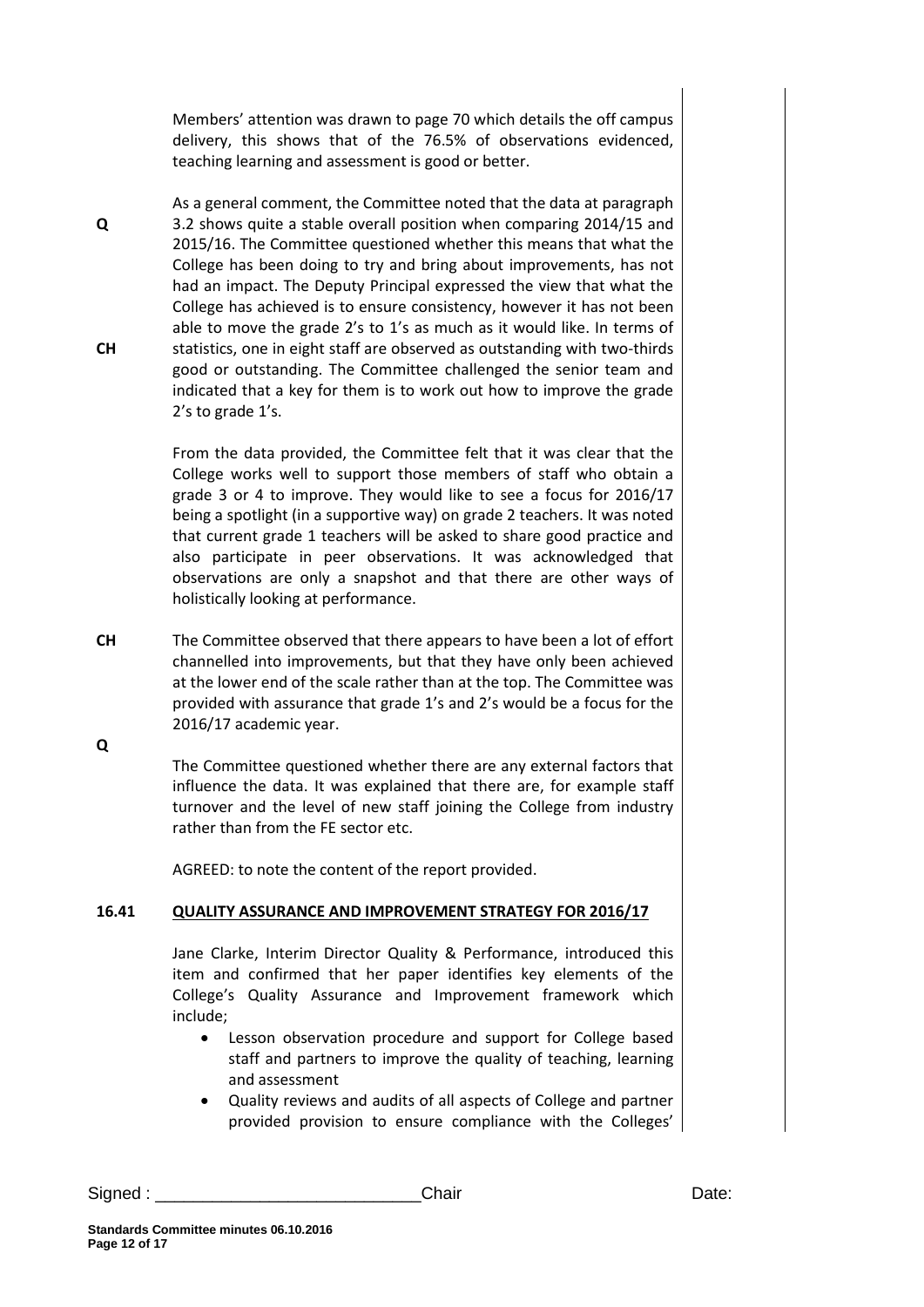Members' attention was drawn to page 70 which details the off campus delivery, this shows that of the 76.5% of observations evidenced, teaching learning and assessment is good or better.

**Q** As a general comment, the Committee noted that the data at paragraph 3.2 shows quite a stable overall position when comparing 2014/15 and 2015/16. The Committee questioned whether this means that what the College has been doing to try and bring about improvements, has not had an impact. The Deputy Principal expressed the view that what the College has achieved is to ensure consistency, however it has not been able to move the grade 2's to 1's as much as it would like. In terms of statistics, one in eight staff are observed as outstanding with two-thirds good or outstanding. **CH** The Committee challenged the senior team and indicated that a key for them is to work out how to improve the grade 2's to grade 1's.

From the data provided, the Committee felt that it was clear that the College works well to support those members of staff who obtain a grade 3 or 4 to improve. They would like to see a focus for 2016/17 being a spotlight (in a supportive way) on grade 2 teachers. It was noted that current grade 1 teachers will be asked to share good practice and also participate in peer observations. It was acknowledged that observations are only a snapshot and that there are other ways of holistically looking at performance.

**CH** The Committee observed that there appears to have been a lot of effort channelled into improvements, but that they have only been achieved at the lower end of the scale rather than at the top. The Committee was provided with assurance that grade 1's and 2's would be a focus for the 2016/17 academic year.

**Q** The Committee questioned whether there are any external factors that influence the data. It was explained that there are, for example staff turnover and the level of new staff joining the College from industry rather than from the FE sector etc.

AGREED: to note the content of the report provided.

## 16.41 QUALITY ASSURANCE AND IMPROVEMENT STRATEGY FOR 2016/17

Jane Clarke, Interim Director Quality & Performance, introduced this item and confirmed that her paper identifies key elements of the College's Quality Assurance and Improvement framework which include;

- Lesson observation procedure and support for College based staff and partners to improve the quality of teaching, learning and assessment
- Quality reviews and audits of all aspects of College and partner provided provision to ensure compliance with the Colleges'

Signed : ___________________________Chair Date:

**Standards Committee minutes 06.10.2016**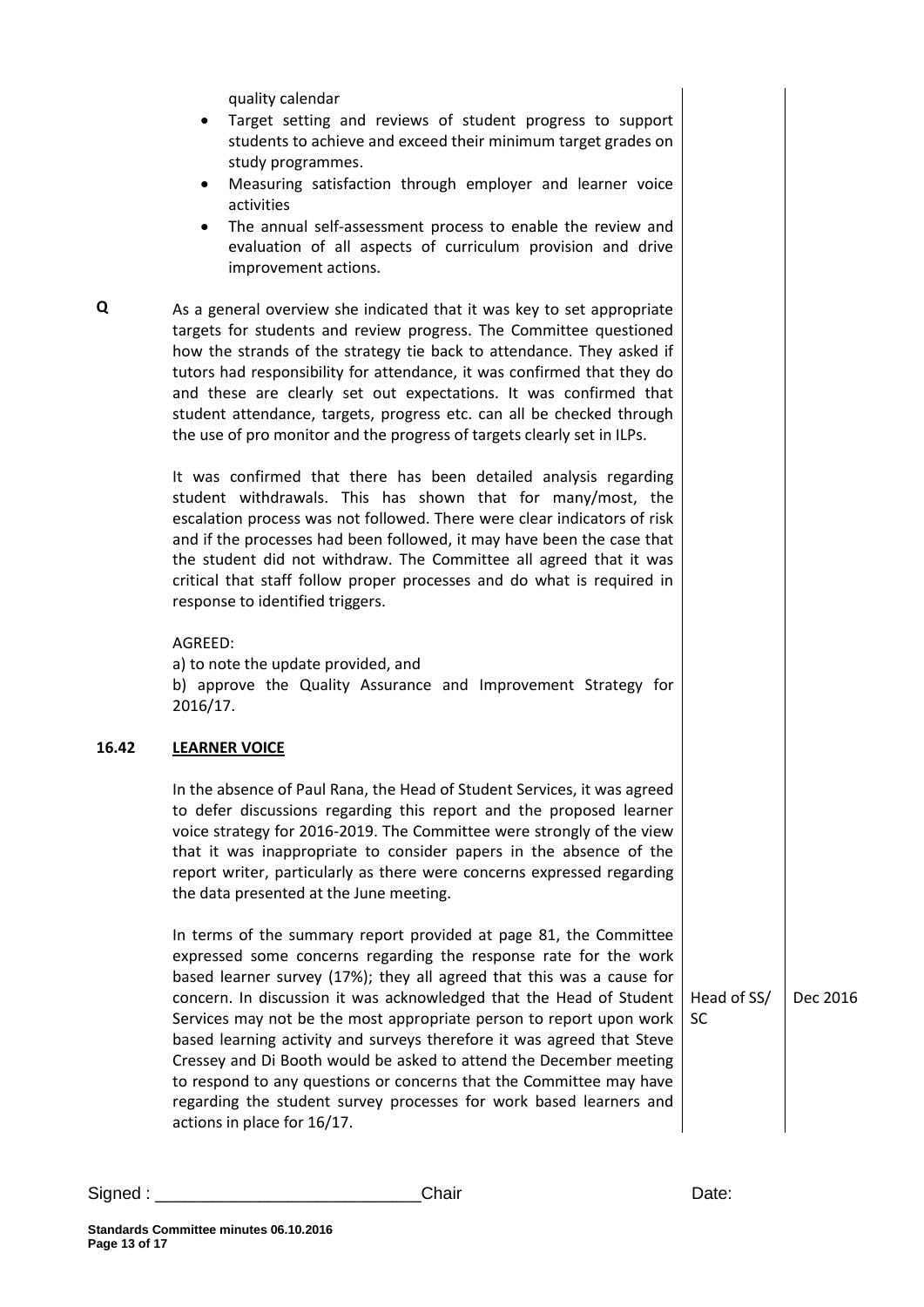quality calendar

- Target setting and reviews of student progress to support students to achieve and exceed their minimum target grades on study programmes.
- Measuring satisfaction through employer and learner voice activities
- The annual self-assessment process to enable the review and evaluation of all aspects of curriculum provision and drive improvement actions.

**Q** As a general overview she indicated that it was key to set appropriate targets for students and review progress. The Committee questioned how the strands of the strategy tie back to attendance. They asked if tutors had responsibility for attendance, it was confirmed that they do and these are clearly set out expectations. It was confirmed that student attendance, targets, progress etc. can all be checked through the use of pro monitor and the progress of targets clearly set in ILPs.

It was confirmed that there has been detailed analysis regarding student withdrawals. This has shown that for many/most, the escalation process was not followed. There were clear indicators of risk and if the processes had been followed, it may have been the case that the student did not withdraw. The Committee all agreed that it was critical that staff follow proper processes and do what is required in response to identified triggers.

AGREED:
a) to note the update provided, and
b) approve the Quality Assurance and Improvement Strategy for 2016/17.

**16.42 LEARNER VOICE**

In the absence of Paul Rana, the Head of Student Services, it was agreed to defer discussions regarding this report and the proposed learner voice strategy for 2016-2019. The Committee were strongly of the view that it was inappropriate to consider papers in the absence of the report writer, particularly as there were concerns expressed regarding the data presented at the June meeting.

In terms of the summary report provided at page 81, the Committee expressed some concerns regarding the response rate for the work based learner survey (17%); they all agreed that this was a cause for concern. In discussion it was acknowledged that the Head of Student Services may not be the most appropriate person to report upon work based learning activity and surveys therefore it was agreed that Steve Cressey and Di Booth would be asked to attend the December meeting to respond to any questions or concerns that the Committee may have regarding the student survey processes for work based learners and actions in place for 16/17.

*Action: Head of SS/ SC — Dec 2016*

Signed : ___________________________Chair Date: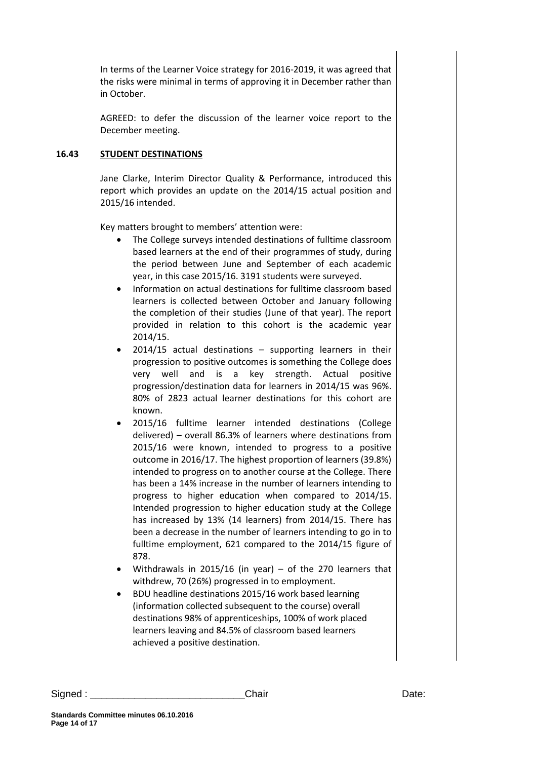In terms of the Learner Voice strategy for 2016-2019, it was agreed that the risks were minimal in terms of approving it in December rather than in October.

AGREED: to defer the discussion of the learner voice report to the December meeting.

## 16.43 STUDENT DESTINATIONS

Jane Clarke, Interim Director Quality & Performance, introduced this report which provides an update on the 2014/15 actual position and 2015/16 intended.

Key matters brought to members' attention were:

- The College surveys intended destinations of fulltime classroom based learners at the end of their programmes of study, during the period between June and September of each academic year, in this case 2015/16. 3191 students were surveyed.
- Information on actual destinations for fulltime classroom based learners is collected between October and January following the completion of their studies (June of that year). The report provided in relation to this cohort is the academic year 2014/15.
- 2014/15 actual destinations – supporting learners in their progression to positive outcomes is something the College does very well and is a key strength. Actual positive progression/destination data for learners in 2014/15 was 96%. 80% of 2823 actual learner destinations for this cohort are known.
- 2015/16 fulltime learner intended destinations (College delivered) – overall 86.3% of learners where destinations from 2015/16 were known, intended to progress to a positive outcome in 2016/17. The highest proportion of learners (39.8%) intended to progress on to another course at the College. There has been a 14% increase in the number of learners intending to progress to higher education when compared to 2014/15. Intended progression to higher education study at the College has increased by 13% (14 learners) from 2014/15. There has been a decrease in the number of learners intending to go in to fulltime employment, 621 compared to the 2014/15 figure of 878.
- Withdrawals in 2015/16 (in year) – of the 270 learners that withdrew, 70 (26%) progressed in to employment.
- BDU headline destinations 2015/16 work based learning (information collected subsequent to the course) overall destinations 98% of apprenticeships, 100% of work placed learners leaving and 84.5% of classroom based learners achieved a positive destination.

Signed : ___________________________Chair Date:

**Standards Committee minutes 06.10.2016**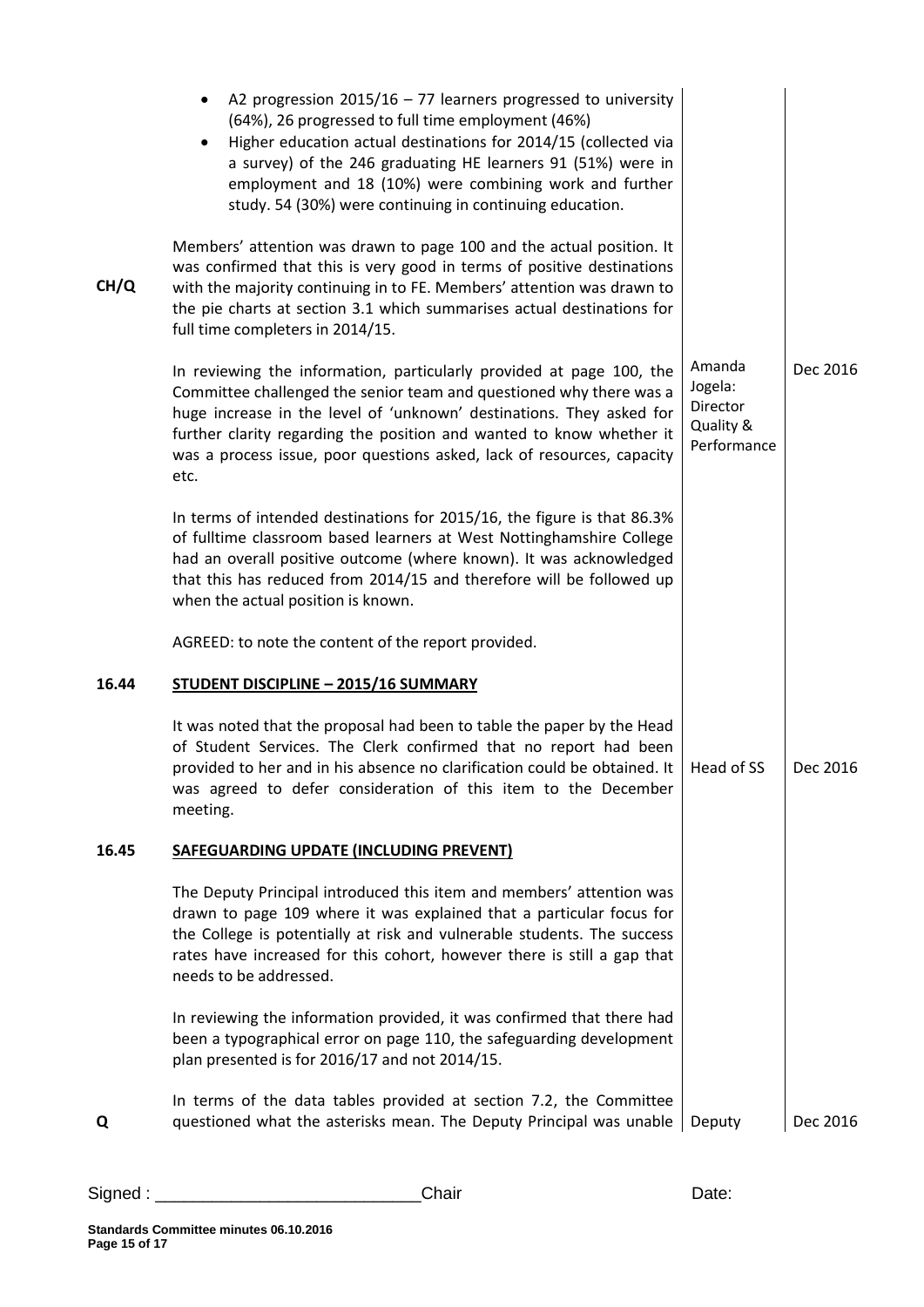- A2 progression 2015/16 – 77 learners progressed to university (64%), 26 progressed to full time employment (46%)
- Higher education actual destinations for 2014/15 (collected via a survey) of the 246 graduating HE learners 91 (51%) were in employment and 18 (10%) were combining work and further study. 54 (30%) were continuing in continuing education.

**CH/Q**

Members' attention was drawn to page 100 and the actual position. It was confirmed that this is very good in terms of positive destinations with the majority continuing in to FE. Members' attention was drawn to the pie charts at section 3.1 which summarises actual destinations for full time completers in 2014/15.

In reviewing the information, particularly provided at page 100, the Committee challenged the senior team and questioned why there was a huge increase in the level of 'unknown' destinations. They asked for further clarity regarding the position and wanted to know whether it was a process issue, poor questions asked, lack of resources, capacity etc. — Amanda Jogela: Director Quality & Performance — Dec 2016

In terms of intended destinations for 2015/16, the figure is that 86.3% of fulltime classroom based learners at West Nottinghamshire College had an overall positive outcome (where known). It was acknowledged that this has reduced from 2014/15 and therefore will be followed up when the actual position is known.

AGREED: to note the content of the report provided.

## 16.44 STUDENT DISCIPLINE – 2015/16 SUMMARY

It was noted that the proposal had been to table the paper by the Head of Student Services. The Clerk confirmed that no report had been provided to her and in his absence no clarification could be obtained. It was agreed to defer consideration of this item to the December meeting. — Head of SS — Dec 2016

## 16.45 SAFEGUARDING UPDATE (INCLUDING PREVENT)

The Deputy Principal introduced this item and members' attention was drawn to page 109 where it was explained that a particular focus for the College is potentially at risk and vulnerable students. The success rates have increased for this cohort, however there is still a gap that needs to be addressed.

In reviewing the information provided, it was confirmed that there had been a typographical error on page 110, the safeguarding development plan presented is for 2016/17 and not 2014/15.

**Q**

In terms of the data tables provided at section 7.2, the Committee questioned what the asterisks mean. The Deputy Principal was unable — Deputy — Dec 2016

Signed : \_\_\_\_\_\_\_\_\_\_\_\_\_\_\_\_\_\_\_\_\_\_\_\_\_\_\_\_ Chair Date:

**Standards Committee minutes 06.10.2016**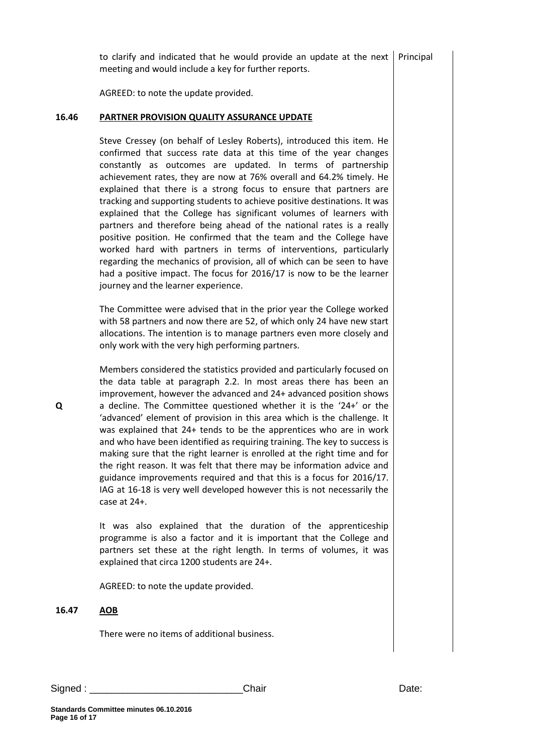to clarify and indicated that he would provide an update at the next meeting and would include a key for further reports. — Principal

AGREED: to note the update provided.

## 16.46 PARTNER PROVISION QUALITY ASSURANCE UPDATE

Steve Cressey (on behalf of Lesley Roberts), introduced this item. He confirmed that success rate data at this time of the year changes constantly as outcomes are updated. In terms of partnership achievement rates, they are now at 76% overall and 64.2% timely. He explained that there is a strong focus to ensure that partners are tracking and supporting students to achieve positive destinations. It was explained that the College has significant volumes of learners with partners and therefore being ahead of the national rates is a really positive position. He confirmed that the team and the College have worked hard with partners in terms of interventions, particularly regarding the mechanics of provision, all of which can be seen to have had a positive impact. The focus for 2016/17 is now to be the learner journey and the learner experience.

The Committee were advised that in the prior year the College worked with 58 partners and now there are 52, of which only 24 have new start allocations. The intention is to manage partners even more closely and only work with the very high performing partners.

**Q** Members considered the statistics provided and particularly focused on the data table at paragraph 2.2. In most areas there has been an improvement, however the advanced and 24+ advanced position shows a decline. The Committee questioned whether it is the '24+' or the 'advanced' element of provision in this area which is the challenge. It was explained that 24+ tends to be the apprentices who are in work and who have been identified as requiring training. The key to success is making sure that the right learner is enrolled at the right time and for the right reason. It was felt that there may be information advice and guidance improvements required and that this is a focus for 2016/17. IAG at 16-18 is very well developed however this is not necessarily the case at 24+.

It was also explained that the duration of the apprenticeship programme is also a factor and it is important that the College and partners set these at the right length. In terms of volumes, it was explained that circa 1200 students are 24+.

AGREED: to note the update provided.

## 16.47 AOB

There were no items of additional business.

Signed : ____________________________Chair Date:

**Standards Committee minutes 06.10.2016**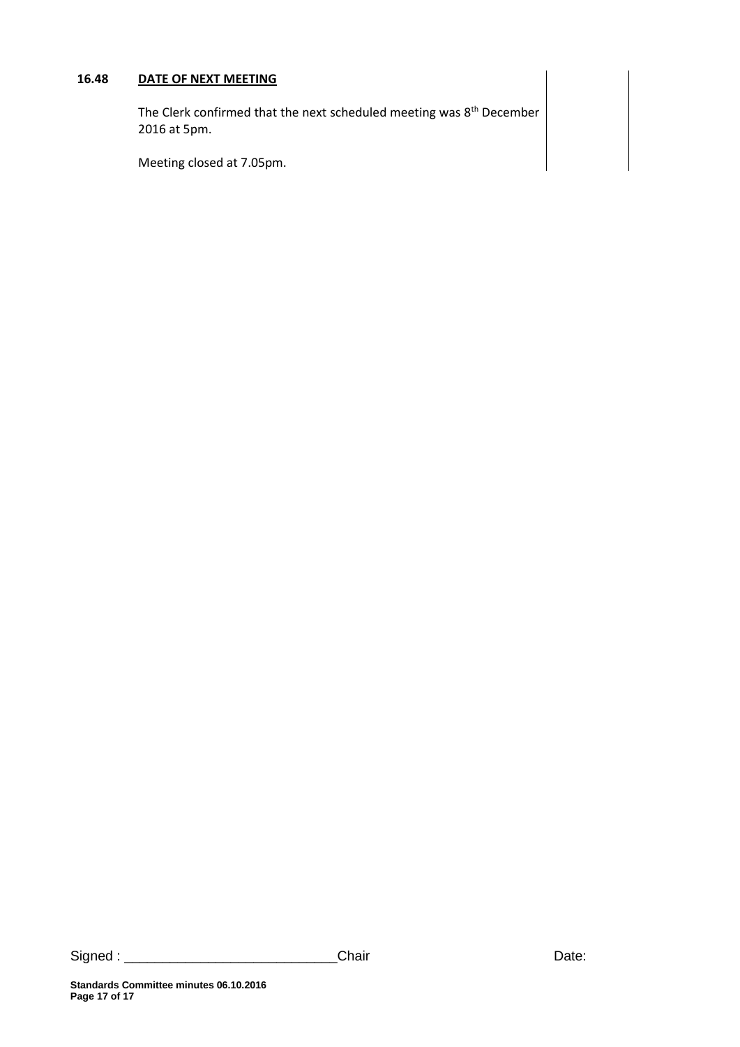**16.48** **DATE OF NEXT MEETING**

The Clerk confirmed that the next scheduled meeting was 8th December 2016 at 5pm.

Meeting closed at 7.05pm.

Signed : ____________________________Chair Date: